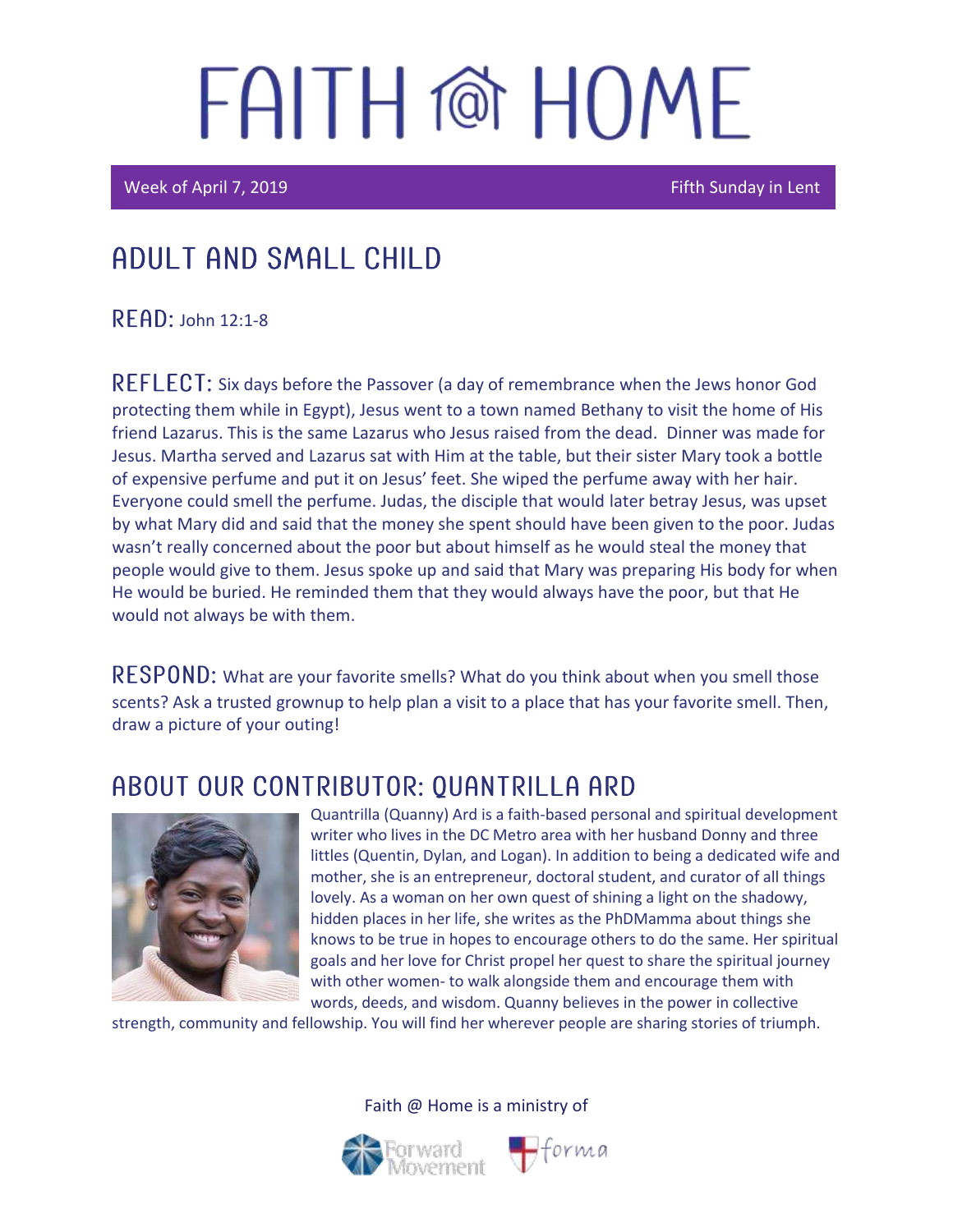# FAITH @ HOME

Week of April 7, 2019 — Fifth Sunday in Lent

## ADULT AND SMALL CHILD

**READ:** John 12:1-8

**REFLECT:** Six days before the Passover (a day of remembrance when the Jews honor God protecting them while in Egypt), Jesus went to a town named Bethany to visit the home of His friend Lazarus. This is the same Lazarus who Jesus raised from the dead. Dinner was made for Jesus. Martha served and Lazarus sat with Him at the table, but their sister Mary took a bottle of expensive perfume and put it on Jesus' feet. She wiped the perfume away with her hair. Everyone could smell the perfume. Judas, the disciple that would later betray Jesus, was upset by what Mary did and said that the money she spent should have been given to the poor. Judas wasn't really concerned about the poor but about himself as he would steal the money that people would give to them. Jesus spoke up and said that Mary was preparing His body for when He would be buried. He reminded them that they would always have the poor, but that He would not always be with them.

**RESPOND:** What are your favorite smells? What do you think about when you smell those scents? Ask a trusted grownup to help plan a visit to a place that has your favorite smell. Then, draw a picture of your outing!

## ABOUT OUR CONTRIBUTOR: QUANTRILLA ARD

Quantrilla (Quanny) Ard is a faith-based personal and spiritual development writer who lives in the DC Metro area with her husband Donny and three littles (Quentin, Dylan, and Logan). In addition to being a dedicated wife and mother, she is an entrepreneur, doctoral student, and curator of all things lovely. As a woman on her own quest of shining a light on the shadowy, hidden places in her life, she writes as the PhDMamma about things she knows to be true in hopes to encourage others to do the same. Her spiritual goals and her love for Christ propel her quest to share the spiritual journey with other women- to walk alongside them and encourage them with words, deeds, and wisdom. Quanny believes in the power in collective strength, community and fellowship. You will find her wherever people are sharing stories of triumph.

Faith @ Home is a ministry of Forward Movement and forma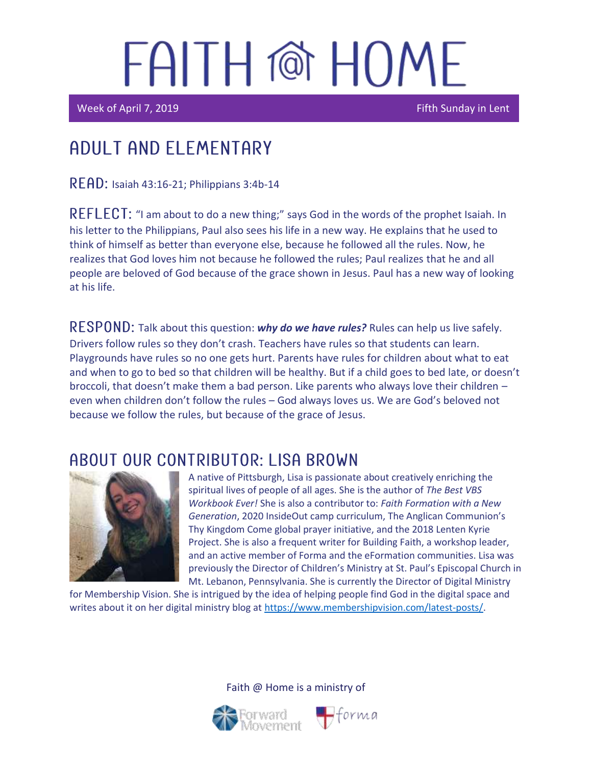# FAITH @ HOME

Week of April 7, 2019 Fifth Sunday in Lent

## ADULT AND ELEMENTARY

**READ:** Isaiah 43:16-21; Philippians 3:4b-14

**REFLECT:** "I am about to do a new thing;" says God in the words of the prophet Isaiah. In his letter to the Philippians, Paul also sees his life in a new way. He explains that he used to think of himself as better than everyone else, because he followed all the rules. Now, he realizes that God loves him not because he followed the rules; Paul realizes that he and all people are beloved of God because of the grace shown in Jesus. Paul has a new way of looking at his life.

**RESPOND:** Talk about this question: ***why do we have rules?*** Rules can help us live safely. Drivers follow rules so they don't crash. Teachers have rules so that students can learn. Playgrounds have rules so no one gets hurt. Parents have rules for children about what to eat and when to go to bed so that children will be healthy. But if a child goes to bed late, or doesn't broccoli, that doesn't make them a bad person. Like parents who always love their children – even when children don't follow the rules – God always loves us. We are God's beloved not because we follow the rules, but because of the grace of Jesus.

## ABOUT OUR CONTRIBUTOR: LISA BROWN

A native of Pittsburgh, Lisa is passionate about creatively enriching the spiritual lives of people of all ages. She is the author of *The Best VBS Workbook Ever!* She is also a contributor to: *Faith Formation with a New Generation*, 2020 InsideOut camp curriculum, The Anglican Communion's Thy Kingdom Come global prayer initiative, and the 2018 Lenten Kyrie Project. She is also a frequent writer for Building Faith, a workshop leader, and an active member of Forma and the eFormation communities. Lisa was previously the Director of Children's Ministry at St. Paul's Episcopal Church in Mt. Lebanon, Pennsylvania. She is currently the Director of Digital Ministry for Membership Vision. She is intrigued by the idea of helping people find God in the digital space and writes about it on her digital ministry blog at https://www.membershipvision.com/latest-posts/.

Faith @ Home is a ministry of Forward Movement and forma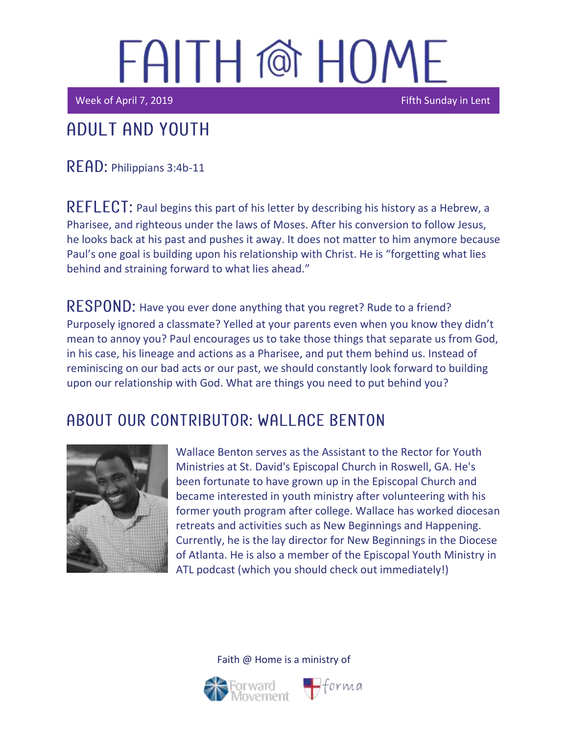# FAITH @ HOME

Week of April 7, 2019 Fifth Sunday in Lent

## ADULT AND YOUTH

**READ:** Philippians 3:4b-11

**REFLECT:** Paul begins this part of his letter by describing his history as a Hebrew, a Pharisee, and righteous under the laws of Moses. After his conversion to follow Jesus, he looks back at his past and pushes it away. It does not matter to him anymore because Paul's one goal is building upon his relationship with Christ. He is "forgetting what lies behind and straining forward to what lies ahead."

**RESPOND:** Have you ever done anything that you regret? Rude to a friend? Purposely ignored a classmate? Yelled at your parents even when you know they didn't mean to annoy you? Paul encourages us to take those things that separate us from God, in his case, his lineage and actions as a Pharisee, and put them behind us. Instead of reminiscing on our bad acts or our past, we should constantly look forward to building upon our relationship with God. What are things you need to put behind you?

## ABOUT OUR CONTRIBUTOR: WALLACE BENTON

Wallace Benton serves as the Assistant to the Rector for Youth Ministries at St. David's Episcopal Church in Roswell, GA. He's been fortunate to have grown up in the Episcopal Church and became interested in youth ministry after volunteering with his former youth program after college. Wallace has worked diocesan retreats and activities such as New Beginnings and Happening. Currently, he is the lay director for New Beginnings in the Diocese of Atlanta. He is also a member of the Episcopal Youth Ministry in ATL podcast (which you should check out immediately!)

Faith @ Home is a ministry of Forward Movement and forma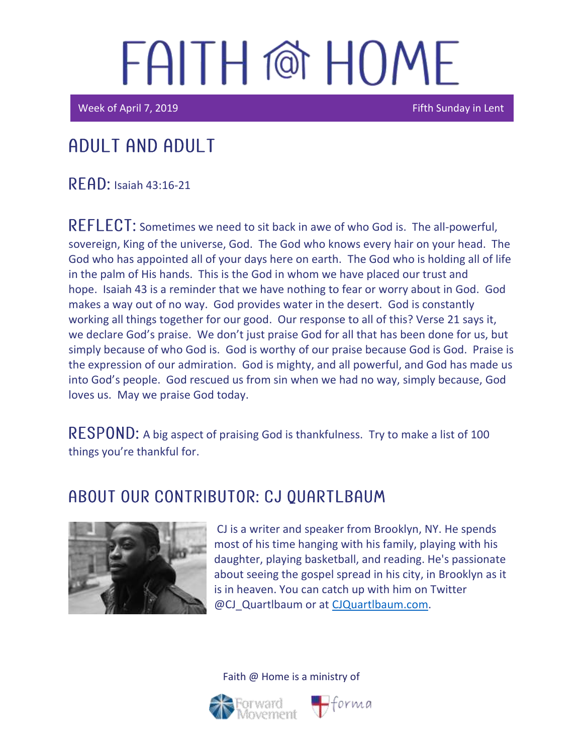# FAITH @ HOME

Week of April 7, 2019 | Fifth Sunday in Lent

## ADULT AND ADULT

**READ:** Isaiah 43:16-21

**REFLECT:** Sometimes we need to sit back in awe of who God is. The all-powerful, sovereign, King of the universe, God. The God who knows every hair on your head. The God who has appointed all of your days here on earth. The God who is holding all of life in the palm of His hands. This is the God in whom we have placed our trust and hope. Isaiah 43 is a reminder that we have nothing to fear or worry about in God. God makes a way out of no way. God provides water in the desert. God is constantly working all things together for our good. Our response to all of this? Verse 21 says it, we declare God's praise. We don't just praise God for all that has been done for us, but simply because of who God is. God is worthy of our praise because God is God. Praise is the expression of our admiration. God is mighty, and all powerful, and God has made us into God's people. God rescued us from sin when we had no way, simply because, God loves us. May we praise God today.

**RESPOND:** A big aspect of praising God is thankfulness. Try to make a list of 100 things you're thankful for.

## ABOUT OUR CONTRIBUTOR: CJ QUARTLBAUM

CJ is a writer and speaker from Brooklyn, NY. He spends most of his time hanging with his family, playing with his daughter, playing basketball, and reading. He's passionate about seeing the gospel spread in his city, in Brooklyn as it is in heaven. You can catch up with him on Twitter @CJ_Quartlbaum or at CJQuartlbaum.com.

Faith @ Home is a ministry of

Forward Movement | forma